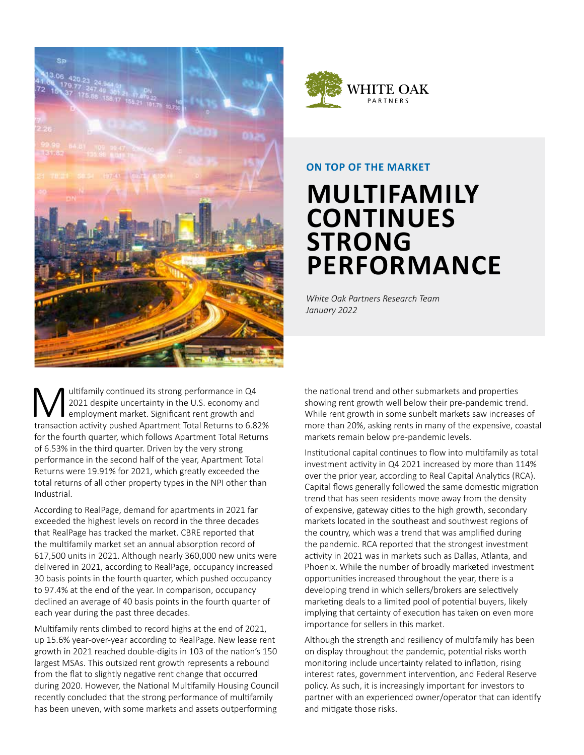WHITE OAK PARTNERS

**ON TOP OF THE MARKET**

# MULTIFAMILY CONTINUES STRONG PERFORMANCE

*White Oak Partners Research Team*
*January 2022*

Multifamily continued its strong performance in Q4 2021 despite uncertainty in the U.S. economy and employment market. Significant rent growth and transaction activity pushed Apartment Total Returns to 6.82% for the fourth quarter, which follows Apartment Total Returns of 6.53% in the third quarter. Driven by the very strong performance in the second half of the year, Apartment Total Returns were 19.91% for 2021, which greatly exceeded the total returns of all other property types in the NPI other than Industrial.

According to RealPage, demand for apartments in 2021 far exceeded the highest levels on record in the three decades that RealPage has tracked the market. CBRE reported that the multifamily market set an annual absorption record of 617,500 units in 2021. Although nearly 360,000 new units were delivered in 2021, according to RealPage, occupancy increased 30 basis points in the fourth quarter, which pushed occupancy to 97.4% at the end of the year. In comparison, occupancy declined an average of 40 basis points in the fourth quarter of each year during the past three decades.

Multifamily rents climbed to record highs at the end of 2021, up 15.6% year-over-year according to RealPage. New lease rent growth in 2021 reached double-digits in 103 of the nation's 150 largest MSAs. This outsized rent growth represents a rebound from the flat to slightly negative rent change that occurred during 2020. However, the National Multifamily Housing Council recently concluded that the strong performance of multifamily has been uneven, with some markets and assets outperforming the national trend and other submarkets and properties showing rent growth well below their pre-pandemic trend. While rent growth in some sunbelt markets saw increases of more than 20%, asking rents in many of the expensive, coastal markets remain below pre-pandemic levels.

Institutional capital continues to flow into multifamily as total investment activity in Q4 2021 increased by more than 114% over the prior year, according to Real Capital Analytics (RCA). Capital flows generally followed the same domestic migration trend that has seen residents move away from the density of expensive, gateway cities to the high growth, secondary markets located in the southeast and southwest regions of the country, which was a trend that was amplified during the pandemic. RCA reported that the strongest investment activity in 2021 was in markets such as Dallas, Atlanta, and Phoenix. While the number of broadly marketed investment opportunities increased throughout the year, there is a developing trend in which sellers/brokers are selectively marketing deals to a limited pool of potential buyers, likely implying that certainty of execution has taken on even more importance for sellers in this market.

Although the strength and resiliency of multifamily has been on display throughout the pandemic, potential risks worth monitoring include uncertainty related to inflation, rising interest rates, government intervention, and Federal Reserve policy. As such, it is increasingly important for investors to partner with an experienced owner/operator that can identify and mitigate those risks.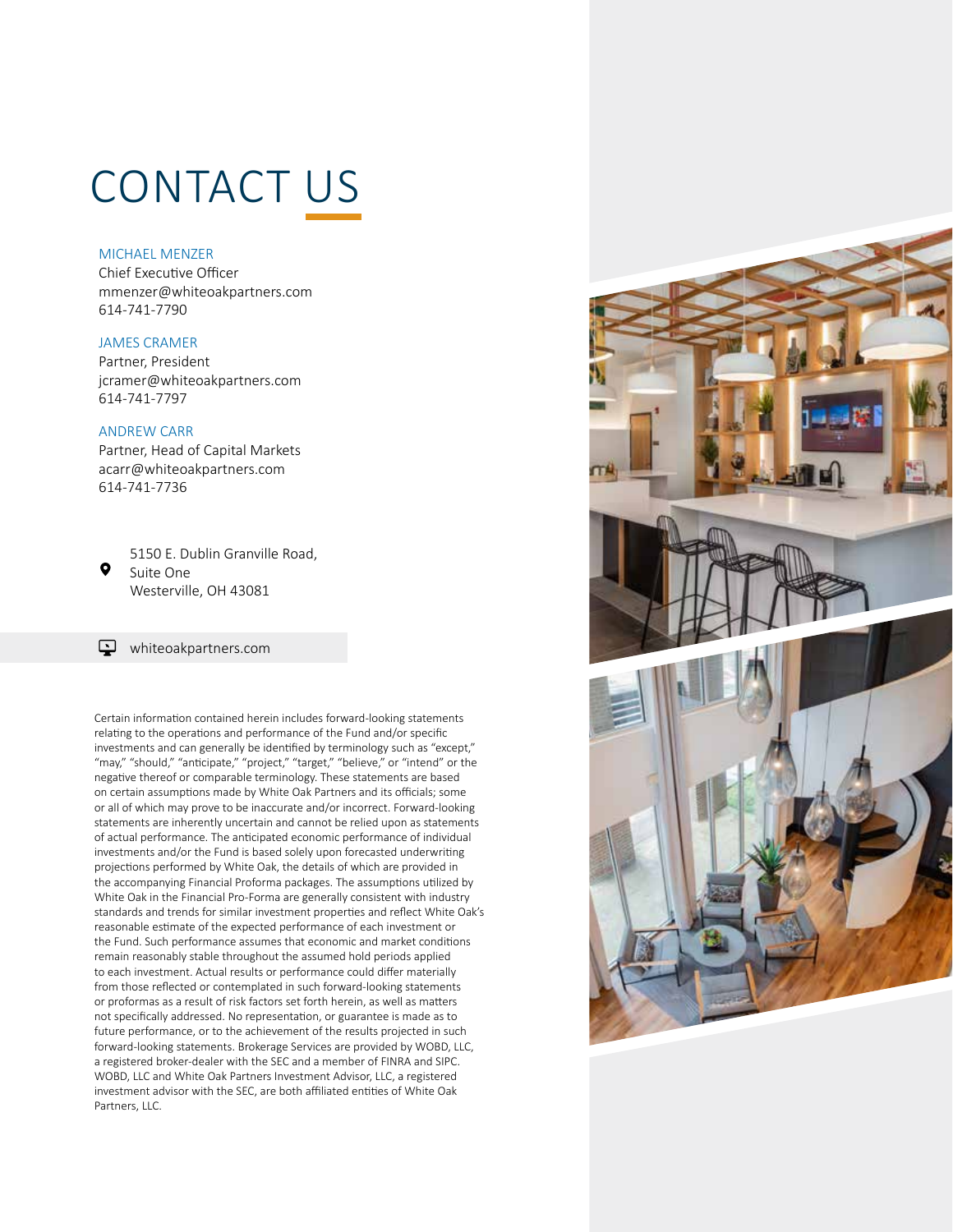# CONTACT US

MICHAEL MENZER
Chief Executive Officer
mmenzer@whiteoakpartners.com
614-741-7790

JAMES CRAMER
Partner, President
jcramer@whiteoakpartners.com
614-741-7797

ANDREW CARR
Partner, Head of Capital Markets
acarr@whiteoakpartners.com
614-741-7736

5150 E. Dublin Granville Road,
Suite One
Westerville, OH 43081

whiteoakpartners.com

Certain information contained herein includes forward-looking statements relating to the operations and performance of the Fund and/or specific investments and can generally be identified by terminology such as "except," "may," "should," "anticipate," "project," "target," "believe," or "intend" or the negative thereof or comparable terminology. These statements are based on certain assumptions made by White Oak Partners and its officials; some or all of which may prove to be inaccurate and/or incorrect. Forward-looking statements are inherently uncertain and cannot be relied upon as statements of actual performance. The anticipated economic performance of individual investments and/or the Fund is based solely upon forecasted underwriting projections performed by White Oak, the details of which are provided in the accompanying Financial Proforma packages. The assumptions utilized by White Oak in the Financial Pro-Forma are generally consistent with industry standards and trends for similar investment properties and reflect White Oak's reasonable estimate of the expected performance of each investment or the Fund. Such performance assumes that economic and market conditions remain reasonably stable throughout the assumed hold periods applied to each investment. Actual results or performance could differ materially from those reflected or contemplated in such forward-looking statements or proformas as a result of risk factors set forth herein, as well as matters not specifically addressed. No representation, or guarantee is made as to future performance, or to the achievement of the results projected in such forward-looking statements. Brokerage Services are provided by WOBD, LLC, a registered broker-dealer with the SEC and a member of FINRA and SIPC. WOBD, LLC and White Oak Partners Investment Advisor, LLC, a registered investment advisor with the SEC, are both affiliated entities of White Oak Partners, LLC.